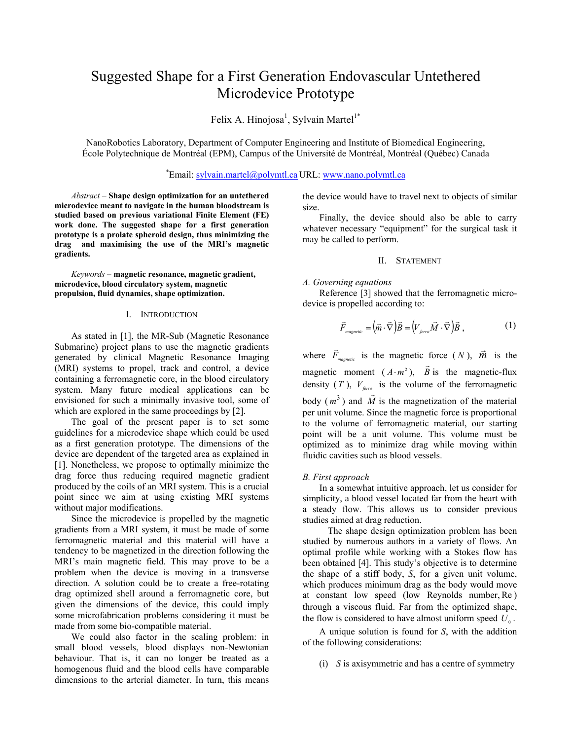# Suggested Shape for a First Generation Endovascular Untethered Microdevice Prototype

Felix A. Hinojosa[1], Sylvain Martel[1*]

NanoRobotics Laboratory, Department of Computer Engineering and Institute of Biomedical Engineering, École Polytechnique de Montréal (EPM), Campus of the Université de Montréal, Montréal (Québec) Canada

[*]Email: sylvain.martel@polymtl.ca URL: www.nano.polymtl.ca

*Abstract* – **Shape design optimization for an untethered microdevice meant to navigate in the human bloodstream is studied based on previous variational Finite Element (FE) work done. The suggested shape for a first generation prototype is a prolate spheroid design, thus minimizing the drag and maximising the use of the MRI's magnetic gradients.**

*Keywords* – **magnetic resonance, magnetic gradient, microdevice, blood circulatory system, magnetic propulsion, fluid dynamics, shape optimization.**

## I. Introduction

As stated in [1], the MR-Sub (Magnetic Resonance Submarine) project plans to use the magnetic gradients generated by clinical Magnetic Resonance Imaging (MRI) systems to propel, track and control, a device containing a ferromagnetic core, in the blood circulatory system. Many future medical applications can be envisioned for such a minimally invasive tool, some of which are explored in the same proceedings by [2].

The goal of the present paper is to set some guidelines for a microdevice shape which could be used as a first generation prototype. The dimensions of the device are dependent of the targeted area as explained in [1]. Nonetheless, we propose to optimally minimize the drag force thus reducing required magnetic gradient produced by the coils of an MRI system. This is a crucial point since we aim at using existing MRI systems without major modifications.

Since the microdevice is propelled by the magnetic gradients from a MRI system, it must be made of some ferromagnetic material and this material will have a tendency to be magnetized in the direction following the MRI's main magnetic field. This may prove to be a problem when the device is moving in a transverse direction. A solution could be to create a free-rotating drag optimized shell around a ferromagnetic core, but given the dimensions of the device, this could imply some microfabrication problems considering it must be made from some bio-compatible material.

We could also factor in the scaling problem: in small blood vessels, blood displays non-Newtonian behaviour. That is, it can no longer be treated as a homogenous fluid and the blood cells have comparable dimensions to the arterial diameter. In turn, this means the device would have to travel next to objects of similar size.

Finally, the device should also be able to carry whatever necessary "equipment" for the surgical task it may be called to perform.

## II. Statement

### A. Governing equations

Reference [3] showed that the ferromagnetic micro-device is propelled according to:

$$\vec{F}_{magnetic} = \left(\vec{m}\cdot\vec{\nabla}\right)\vec{B} = \left(V_{ferro}\vec{M}\cdot\vec{\nabla}\right)\vec{B}\,, \tag{1}$$

where $\vec{F}_{magnetic}$ is the magnetic force ($N$), $\vec{m}$ is the magnetic moment ($A\cdot m^2$), $\vec{B}$ is the magnetic-flux density ($T$), $V_{ferro}$ is the volume of the ferromagnetic body ($m^3$) and $\vec{M}$ is the magnetization of the material per unit volume. Since the magnetic force is proportional to the volume of ferromagnetic material, our starting point will be a unit volume. This volume must be optimized as to minimize drag while moving within fluidic cavities such as blood vessels.

### B. First approach

In a somewhat intuitive approach, let us consider for simplicity, a blood vessel located far from the heart with a steady flow. This allows us to consider previous studies aimed at drag reduction.

The shape design optimization problem has been studied by numerous authors in a variety of flows. An optimal profile while working with a Stokes flow has been obtained [4]. This study's objective is to determine the shape of a stiff body, *S*, for a given unit volume, which produces minimum drag as the body would move at constant low speed (low Reynolds number, $\mathrm{Re}$) through a viscous fluid. Far from the optimized shape, the flow is considered to have almost uniform speed $U_0$.

A unique solution is found for *S*, with the addition of the following considerations:

(i) *S* is axisymmetric and has a centre of symmetry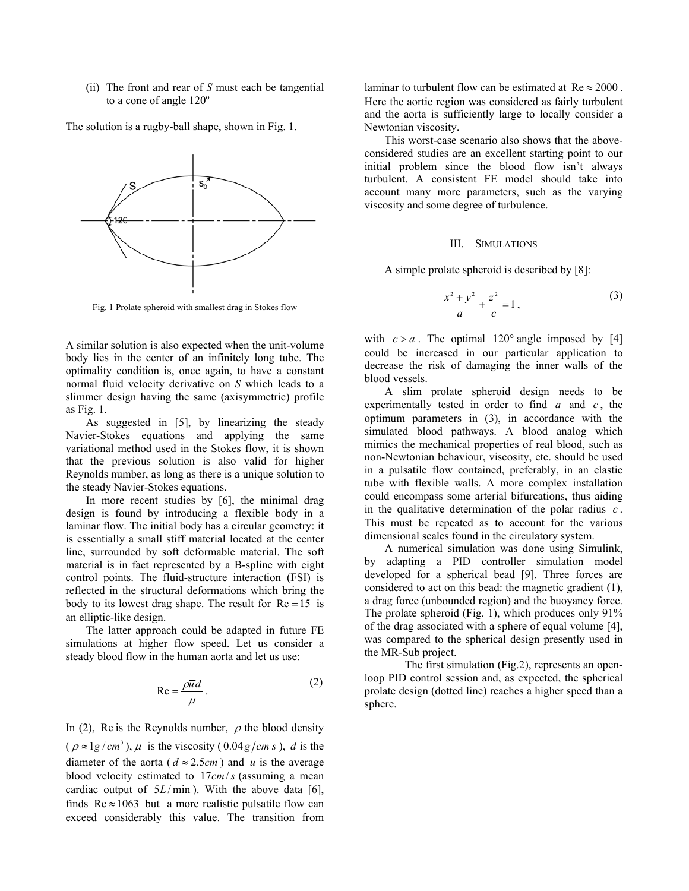(ii) The front and rear of *S* must each be tangential to a cone of angle 120°

The solution is a rugby-ball shape, shown in Fig. 1.

Fig. 1 Prolate spheroid with smallest drag in Stokes flow

A similar solution is also expected when the unit-volume body lies in the center of an infinitely long tube. The optimality condition is, once again, to have a constant normal fluid velocity derivative on *S* which leads to a slimmer design having the same (axisymmetric) profile as Fig. 1.

As suggested in [5], by linearizing the steady Navier-Stokes equations and applying the same variational method used in the Stokes flow, it is shown that the previous solution is also valid for higher Reynolds number, as long as there is a unique solution to the steady Navier-Stokes equations.

In more recent studies by [6], the minimal drag design is found by introducing a flexible body in a laminar flow. The initial body has a circular geometry: it is essentially a small stiff material located at the center line, surrounded by soft deformable material. The soft material is in fact represented by a B-spline with eight control points. The fluid-structure interaction (FSI) is reflected in the structural deformations which bring the body to its lowest drag shape. The result for $\mathrm{Re}=15$ is an elliptic-like design.

The latter approach could be adapted in future FE simulations at higher flow speed. Let us consider a steady blood flow in the human aorta and let us use:

$$\mathrm{Re}=\frac{\rho\bar{u}d}{\mu}. \tag{2}$$

In (2), Re is the Reynolds number, $\rho$ the blood density ($\rho \approx 1g/cm^3$), $\mu$ is the viscosity ($0.04\,g/cm\,s$), $d$ is the diameter of the aorta ($d \approx 2.5cm$) and $\bar{u}$ is the average blood velocity estimated to $17cm/s$ (assuming a mean cardiac output of $5L/\min$). With the above data [6], finds $\mathrm{Re}\approx 1063$ but a more realistic pulsatile flow can exceed considerably this value. The transition from laminar to turbulent flow can be estimated at $\mathrm{Re}\approx 2000$. Here the aortic region was considered as fairly turbulent and the aorta is sufficiently large to locally consider a Newtonian viscosity.

This worst-case scenario also shows that the above-considered studies are an excellent starting point to our initial problem since the blood flow isn't always turbulent. A consistent FE model should take into account many more parameters, such as the varying viscosity and some degree of turbulence.

## III. Simulations

A simple prolate spheroid is described by [8]:

$$\frac{x^2+y^2}{a}+\frac{z^2}{c}=1, \tag{3}$$

with $c>a$. The optimal $120°$ angle imposed by [4] could be increased in our particular application to decrease the risk of damaging the inner walls of the blood vessels.

A slim prolate spheroid design needs to be experimentally tested in order to find $a$ and $c$, the optimum parameters in (3), in accordance with the simulated blood pathways. A blood analog which mimics the mechanical properties of real blood, such as non-Newtonian behaviour, viscosity, etc. should be used in a pulsatile flow contained, preferably, in an elastic tube with flexible walls. A more complex installation could encompass some arterial bifurcations, thus aiding in the qualitative determination of the polar radius $c$. This must be repeated as to account for the various dimensional scales found in the circulatory system.

A numerical simulation was done using Simulink, by adapting a PID controller simulation model developed for a spherical bead [9]. Three forces are considered to act on this bead: the magnetic gradient (1), a drag force (unbounded region) and the buoyancy force. The prolate spheroid (Fig. 1), which produces only 91% of the drag associated with a sphere of equal volume [4], was compared to the spherical design presently used in the MR-Sub project.

The first simulation (Fig.2), represents an open-loop PID control session and, as expected, the spherical prolate design (dotted line) reaches a higher speed than a sphere.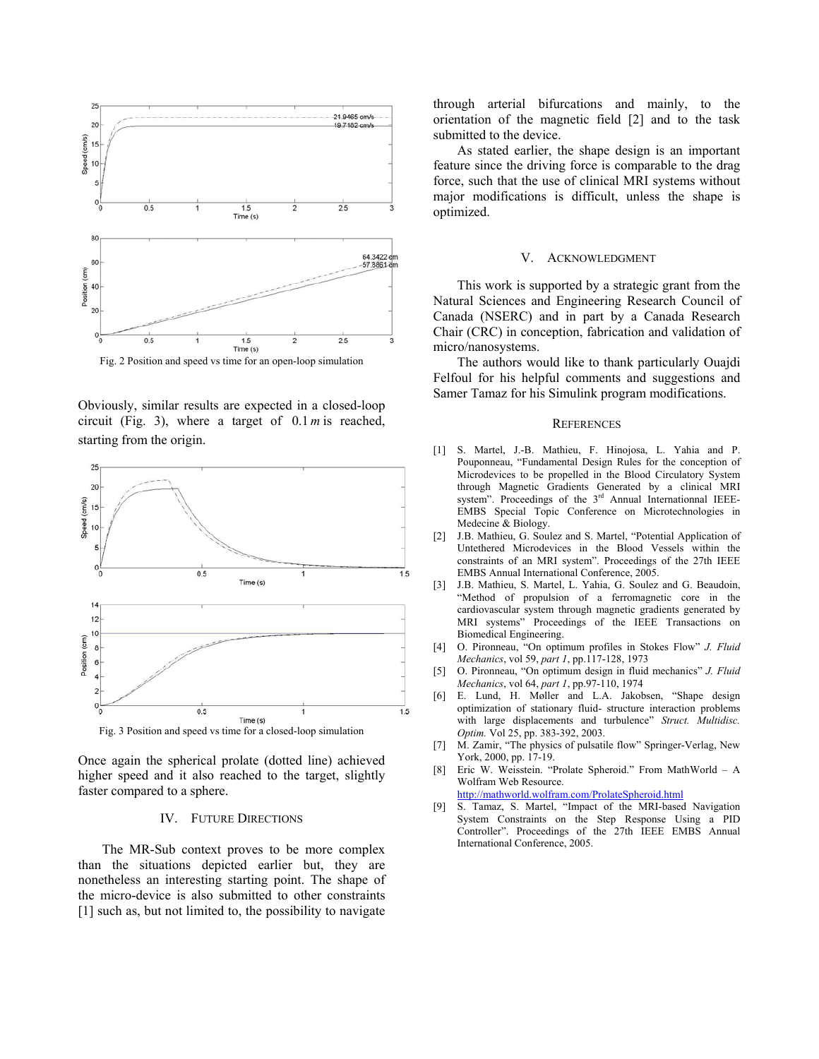25
20
Speed (cm/s)
15
10
5
0
0 0.5 1 1.5 2 2.5 3
Time (s)
21.9465 cm/s
19.7182 cm/s

80
60
Position (cm)
40
20
0
0 0.5 1 1.5 2 2.5 3
Time (s)
64.3422 cm
57.3861 cm

Fig. 2 Position and speed vs time for an open-loop simulation

Obviously, similar results are expected in a closed-loop circuit (Fig. 3), where a target of $0.1\,m$ is reached, starting from the origin.

25
20
Speed (cm/s)
15
10
5
0
0 0.5 1 1.5
Time (s)

14
12
10
Position (cm)
8
6
4
2
0
0 0.5 1 1.5
Time (s)

Fig. 3 Position and speed vs time for a closed-loop simulation

Once again the spherical prolate (dotted line) achieved higher speed and it also reached to the target, slightly faster compared to a sphere.

## IV. Future Directions

The MR-Sub context proves to be more complex than the situations depicted earlier but, they are nonetheless an interesting starting point. The shape of the micro-device is also submitted to other constraints [1] such as, but not limited to, the possibility to navigate through arterial bifurcations and mainly, to the orientation of the magnetic field [2] and to the task submitted to the device.

As stated earlier, the shape design is an important feature since the driving force is comparable to the drag force, such that the use of clinical MRI systems without major modifications is difficult, unless the shape is optimized.

## V. Acknowledgment

This work is supported by a strategic grant from the Natural Sciences and Engineering Research Council of Canada (NSERC) and in part by a Canada Research Chair (CRC) in conception, fabrication and validation of micro/nanosystems.

The authors would like to thank particularly Ouajdi Felfoul for his helpful comments and suggestions and Samer Tamaz for his Simulink program modifications.

## References

[1] S. Martel, J.-B. Mathieu, F. Hinojosa, L. Yahia and P. Pouponneau, "Fundamental Design Rules for the conception of Microdevices to be propelled in the Blood Circulatory System through Magnetic Gradients Generated by a clinical MRI system". Proceedings of the 3rd Annual Internationnal IEEE-EMBS Special Topic Conference on Microtechnologies in Medecine & Biology.

[2] J.B. Mathieu, G. Soulez and S. Martel, "Potential Application of Untethered Microdevices in the Blood Vessels within the constraints of an MRI system". Proceedings of the 27th IEEE EMBS Annual International Conference, 2005.

[3] J.B. Mathieu, S. Martel, L. Yahia, G. Soulez and G. Beaudoin, "Method of propulsion of a ferromagnetic core in the cardiovascular system through magnetic gradients generated by MRI systems" Proceedings of the IEEE Transactions on Biomedical Engineering.

[4] O. Pironneau, "On optimum profiles in Stokes Flow" *J. Fluid Mechanics*, vol 59, *part 1*, pp.117-128, 1973

[5] O. Pironneau, "On optimum design in fluid mechanics" *J. Fluid Mechanics*, vol 64, *part 1*, pp.97-110, 1974

[6] E. Lund, H. Møller and L.A. Jakobsen, "Shape design optimization of stationary fluid- structure interaction problems with large displacements and turbulence" *Struct. Multidisc. Optim.* Vol 25, pp. 383-392, 2003.

[7] M. Zamir, "The physics of pulsatile flow" Springer-Verlag, New York, 2000, pp. 17-19.

[8] Eric W. Weisstein. "Prolate Spheroid." From MathWorld – A Wolfram Web Resource. http://mathworld.wolfram.com/ProlateSpheroid.html

[9] S. Tamaz, S. Martel, "Impact of the MRI-based Navigation System Constraints on the Step Response Using a PID Controller". Proceedings of the 27th IEEE EMBS Annual International Conference, 2005.